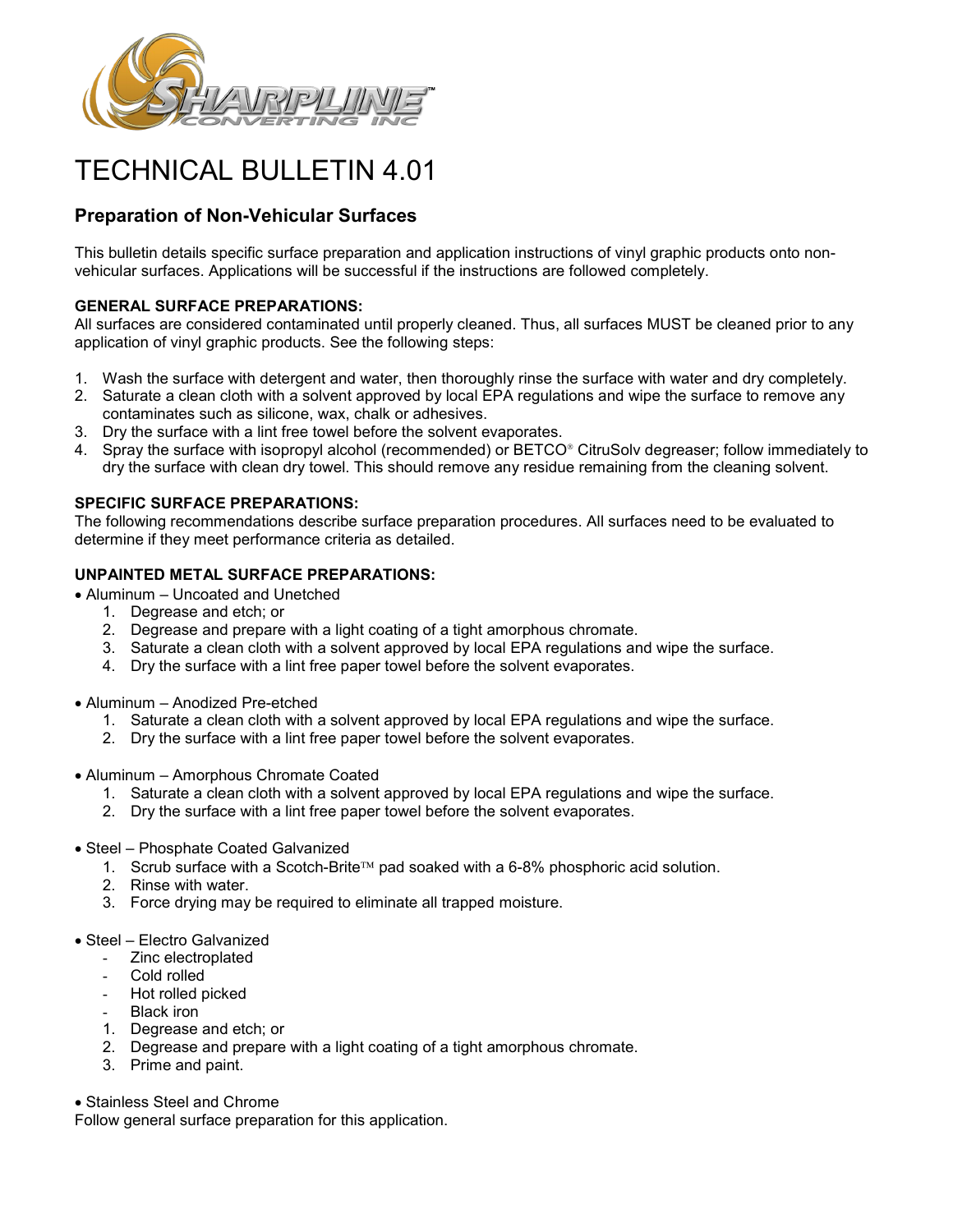# TECHNICAL BULLETIN 4.01

## Preparation of Non-Vehicular Surfaces

This bulletin details specific surface preparation and application instructions of vinyl graphic products onto non-vehicular surfaces. Applications will be successful if the instructions are followed completely.

**GENERAL SURFACE PREPARATIONS:**
All surfaces are considered contaminated until properly cleaned. Thus, all surfaces MUST be cleaned prior to any application of vinyl graphic products. See the following steps:

1. Wash the surface with detergent and water, then thoroughly rinse the surface with water and dry completely.
2. Saturate a clean cloth with a solvent approved by local EPA regulations and wipe the surface to remove any contaminates such as silicone, wax, chalk or adhesives.
3. Dry the surface with a lint free towel before the solvent evaporates.
4. Spray the surface with isopropyl alcohol (recommended) or BETCO® CitruSolv degreaser; follow immediately to dry the surface with clean dry towel. This should remove any residue remaining from the cleaning solvent.

**SPECIFIC SURFACE PREPARATIONS:**
The following recommendations describe surface preparation procedures. All surfaces need to be evaluated to determine if they meet performance criteria as detailed.

**UNPAINTED METAL SURFACE PREPARATIONS:**

- Aluminum – Uncoated and Unetched
  1. Degrease and etch; or
  2. Degrease and prepare with a light coating of a tight amorphous chromate.
  3. Saturate a clean cloth with a solvent approved by local EPA regulations and wipe the surface.
  4. Dry the surface with a lint free paper towel before the solvent evaporates.

- Aluminum – Anodized Pre-etched
  1. Saturate a clean cloth with a solvent approved by local EPA regulations and wipe the surface.
  2. Dry the surface with a lint free paper towel before the solvent evaporates.

- Aluminum – Amorphous Chromate Coated
  1. Saturate a clean cloth with a solvent approved by local EPA regulations and wipe the surface.
  2. Dry the surface with a lint free paper towel before the solvent evaporates.

- Steel – Phosphate Coated Galvanized
  1. Scrub surface with a Scotch-Brite™ pad soaked with a 6-8% phosphoric acid solution.
  2. Rinse with water.
  3. Force drying may be required to eliminate all trapped moisture.

- Steel – Electro Galvanized
  - Zinc electroplated
  - Cold rolled
  - Hot rolled picked
  - Black iron
  1. Degrease and etch; or
  2. Degrease and prepare with a light coating of a tight amorphous chromate.
  3. Prime and paint.

- Stainless Steel and Chrome

Follow general surface preparation for this application.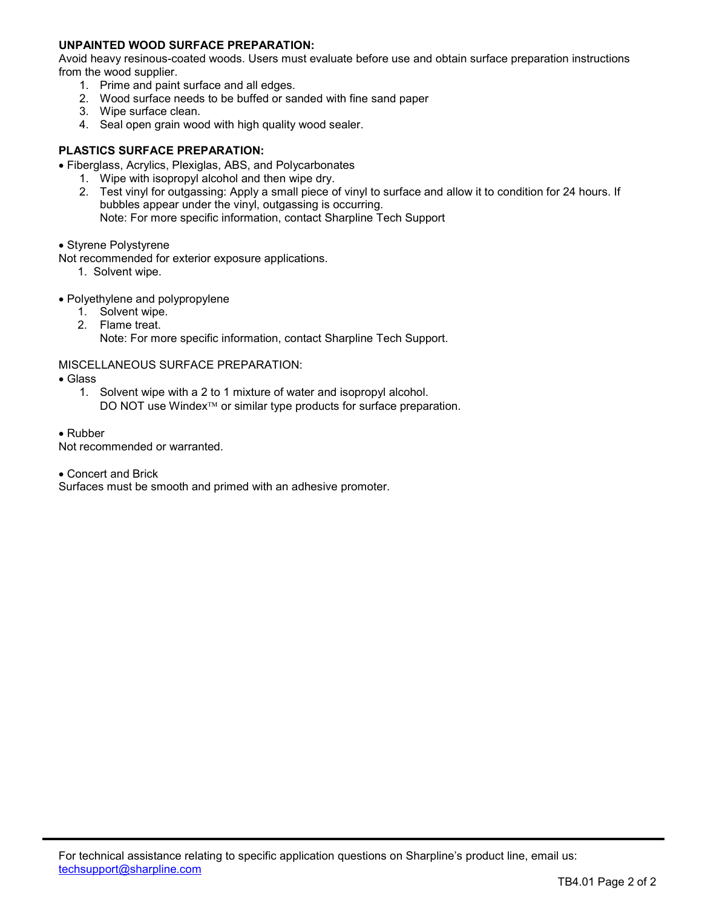**UNPAINTED WOOD SURFACE PREPARATION:**

Avoid heavy resinous-coated woods. Users must evaluate before use and obtain surface preparation instructions from the wood supplier.

1. Prime and paint surface and all edges.
2. Wood surface needs to be buffed or sanded with fine sand paper
3. Wipe surface clean.
4. Seal open grain wood with high quality wood sealer.

**PLASTICS SURFACE PREPARATION:**

- Fiberglass, Acrylics, Plexiglas, ABS, and Polycarbonates
  1. Wipe with isopropyl alcohol and then wipe dry.
  2. Test vinyl for outgassing: Apply a small piece of vinyl to surface and allow it to condition for 24 hours. If bubbles appear under the vinyl, outgassing is occurring.
     Note: For more specific information, contact Sharpline Tech Support

- Styrene Polystyrene

Not recommended for exterior exposure applications.

1. Solvent wipe.

- Polyethylene and polypropylene
  1. Solvent wipe.
  2. Flame treat.
     Note: For more specific information, contact Sharpline Tech Support.

MISCELLANEOUS SURFACE PREPARATION:

- Glass
  1. Solvent wipe with a 2 to 1 mixture of water and isopropyl alcohol.
     DO NOT use Windex™ or similar type products for surface preparation.

- Rubber

Not recommended or warranted.

- Concert and Brick

Surfaces must be smooth and primed with an adhesive promoter.

For technical assistance relating to specific application questions on Sharpline's product line, email us: techsupport@sharpline.com